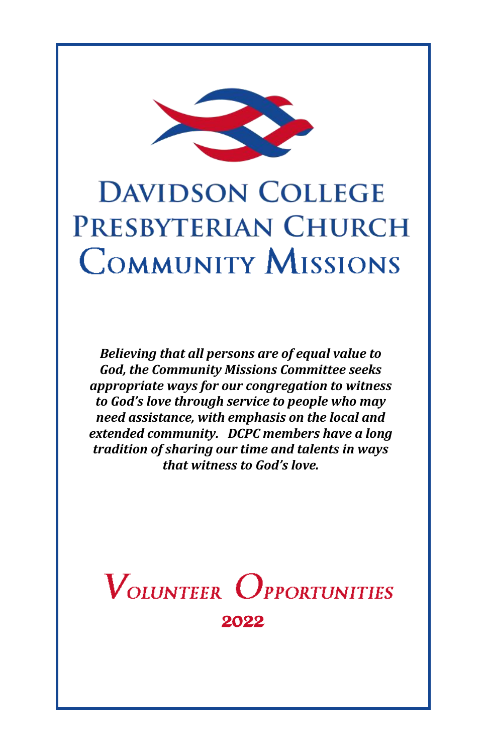# Davidson College Presbyterian Church Community Missions

***Believing that all persons are of equal value to God, the Community Missions Committee seeks appropriate ways for our congregation to witness to God's love through service to people who may need assistance, with emphasis on the local and extended community. DCPC members have a long tradition of sharing our time and talents in ways that witness to God's love.***

## Volunteer Opportunities

## 2022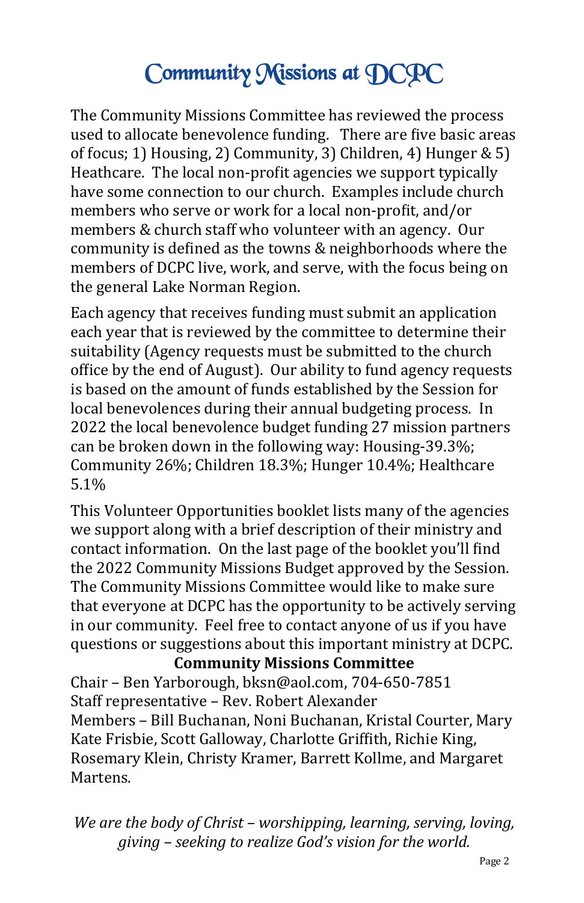# Community Missions at DCPC

The Community Missions Committee has reviewed the process used to allocate benevolence funding. There are five basic areas of focus; 1) Housing, 2) Community, 3) Children, 4) Hunger & 5) Heathcare. The local non-profit agencies we support typically have some connection to our church. Examples include church members who serve or work for a local non-profit, and/or members & church staff who volunteer with an agency. Our community is defined as the towns & neighborhoods where the members of DCPC live, work, and serve, with the focus being on the general Lake Norman Region.

Each agency that receives funding must submit an application each year that is reviewed by the committee to determine their suitability (Agency requests must be submitted to the church office by the end of August). Our ability to fund agency requests is based on the amount of funds established by the Session for local benevolences during their annual budgeting process. In 2022 the local benevolence budget funding 27 mission partners can be broken down in the following way: Housing-39.3%; Community 26%; Children 18.3%; Hunger 10.4%; Healthcare 5.1%

This Volunteer Opportunities booklet lists many of the agencies we support along with a brief description of their ministry and contact information. On the last page of the booklet you'll find the 2022 Community Missions Budget approved by the Session. The Community Missions Committee would like to make sure that everyone at DCPC has the opportunity to be actively serving in our community. Feel free to contact anyone of us if you have questions or suggestions about this important ministry at DCPC.

**Community Missions Committee**

Chair – Ben Yarborough, bksn@aol.com, 704-650-7851
Staff representative – Rev. Robert Alexander
Members – Bill Buchanan, Noni Buchanan, Kristal Courter, Mary Kate Frisbie, Scott Galloway, Charlotte Griffith, Richie King, Rosemary Klein, Christy Kramer, Barrett Kollme, and Margaret Martens.

*We are the body of Christ – worshipping, learning, serving, loving, giving – seeking to realize God's vision for the world.*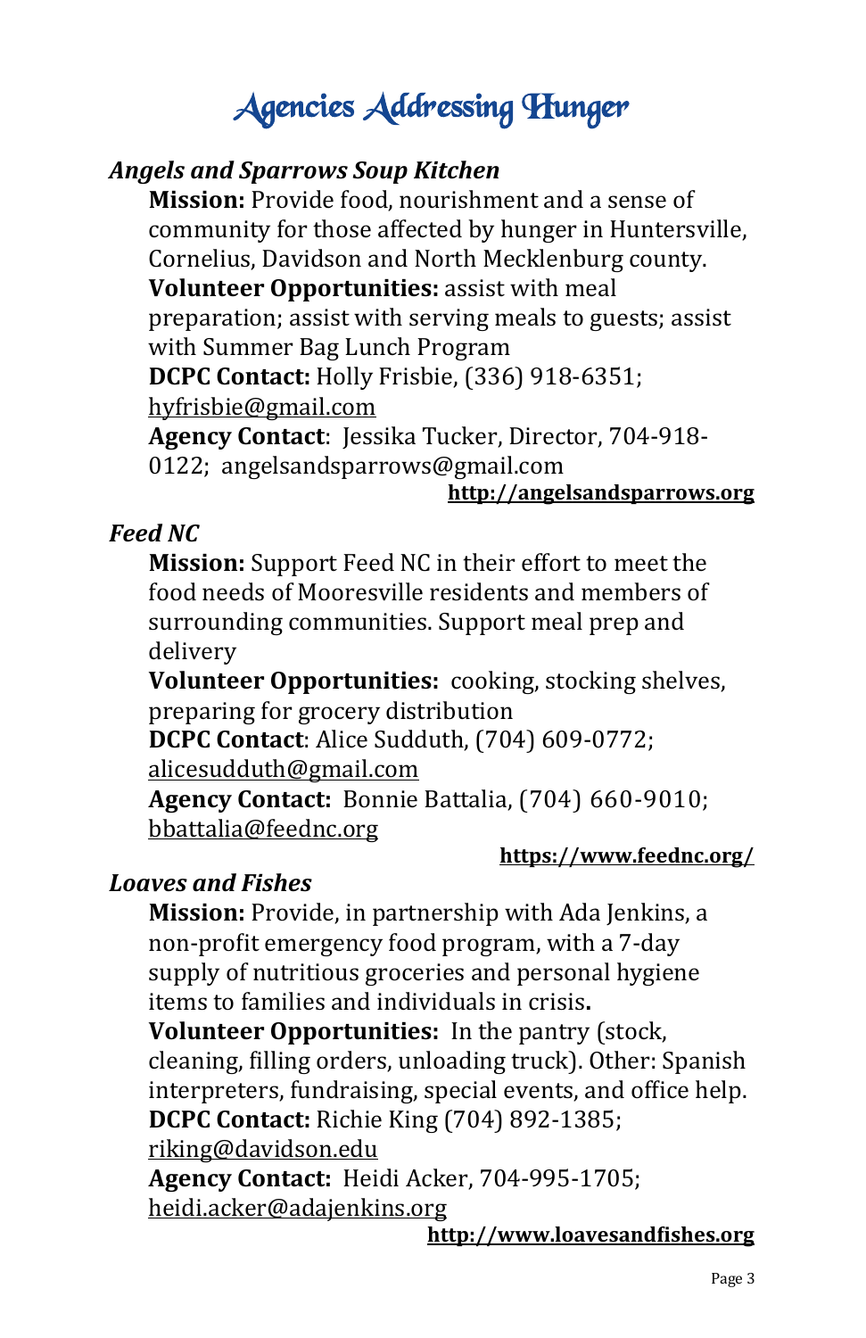# Agencies Addressing Hunger

### *Angels and Sparrows Soup Kitchen*

**Mission:** Provide food, nourishment and a sense of community for those affected by hunger in Huntersville, Cornelius, Davidson and North Mecklenburg county.

**Volunteer Opportunities:** assist with meal preparation; assist with serving meals to guests; assist with Summer Bag Lunch Program

**DCPC Contact:** Holly Frisbie, (336) 918-6351; hyfrisbie@gmail.com

**Agency Contact**: Jessika Tucker, Director, 704-918-0122; angelsandsparrows@gmail.com

**http://angelsandsparrows.org**

### *Feed NC*

**Mission:** Support Feed NC in their effort to meet the food needs of Mooresville residents and members of surrounding communities. Support meal prep and delivery

**Volunteer Opportunities:** cooking, stocking shelves, preparing for grocery distribution

**DCPC Contact**: Alice Sudduth, (704) 609-0772; alicesudduth@gmail.com

**Agency Contact:** Bonnie Battalia, (704) 660-9010; bbattalia@feednc.org

**https://www.feednc.org/**

### *Loaves and Fishes*

**Mission:** Provide, in partnership with Ada Jenkins, a non-profit emergency food program, with a 7-day supply of nutritious groceries and personal hygiene items to families and individuals in crisis**.**

**Volunteer Opportunities:** In the pantry (stock, cleaning, filling orders, unloading truck). Other: Spanish interpreters, fundraising, special events, and office help.

**DCPC Contact:** Richie King (704) 892-1385; riking@davidson.edu

**Agency Contact:** Heidi Acker, 704-995-1705; heidi.acker@adajenkins.org

**http://www.loavesandfishes.org**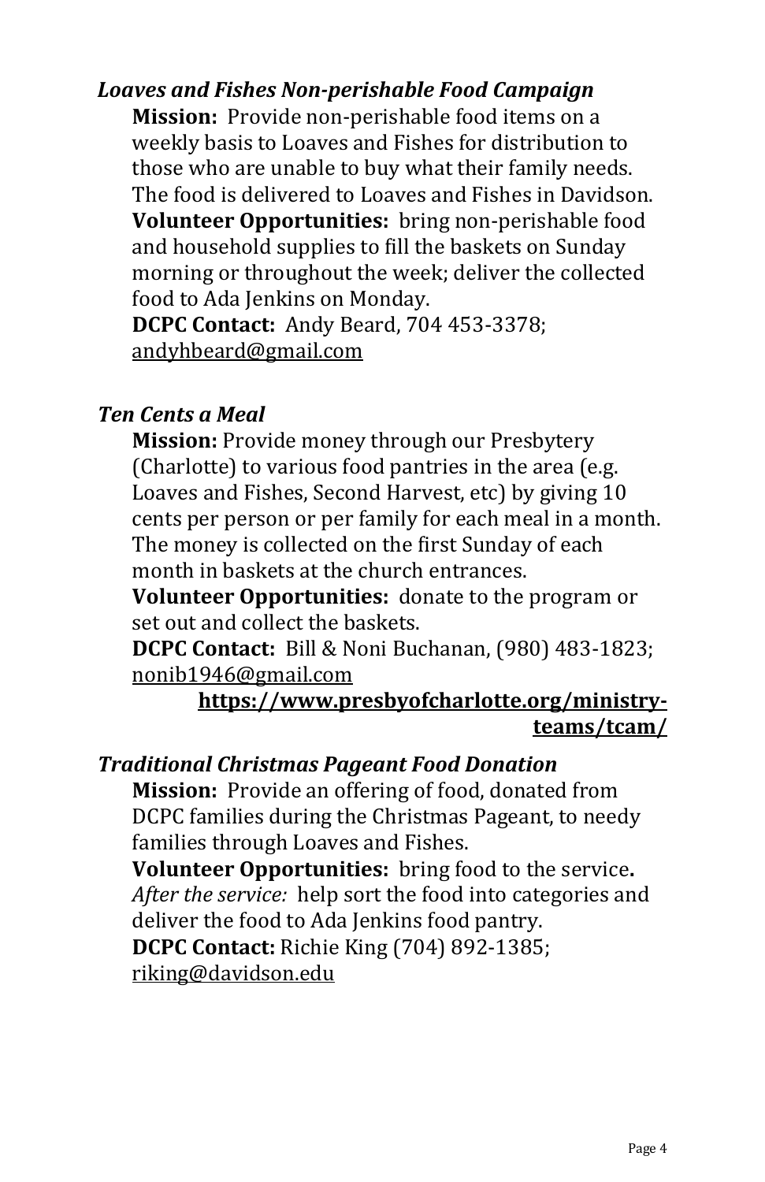### *Loaves and Fishes Non-perishable Food Campaign*

**Mission:** Provide non-perishable food items on a weekly basis to Loaves and Fishes for distribution to those who are unable to buy what their family needs. The food is delivered to Loaves and Fishes in Davidson.
**Volunteer Opportunities:** bring non-perishable food and household supplies to fill the baskets on Sunday morning or throughout the week; deliver the collected food to Ada Jenkins on Monday.
**DCPC Contact:** Andy Beard, 704 453-3378; andyhbeard@gmail.com

### *Ten Cents a Meal*

**Mission:** Provide money through our Presbytery (Charlotte) to various food pantries in the area (e.g. Loaves and Fishes, Second Harvest, etc) by giving 10 cents per person or per family for each meal in a month. The money is collected on the first Sunday of each month in baskets at the church entrances.
**Volunteer Opportunities:** donate to the program or set out and collect the baskets.
**DCPC Contact:** Bill & Noni Buchanan, (980) 483-1823; nonib1946@gmail.com

**https://www.presbyofcharlotte.org/ministry-teams/tcam/**

### *Traditional Christmas Pageant Food Donation*

**Mission:** Provide an offering of food, donated from DCPC families during the Christmas Pageant, to needy families through Loaves and Fishes.
**Volunteer Opportunities:** bring food to the service**.** *After the service:* help sort the food into categories and deliver the food to Ada Jenkins food pantry.
**DCPC Contact:** Richie King (704) 892-1385; riking@davidson.edu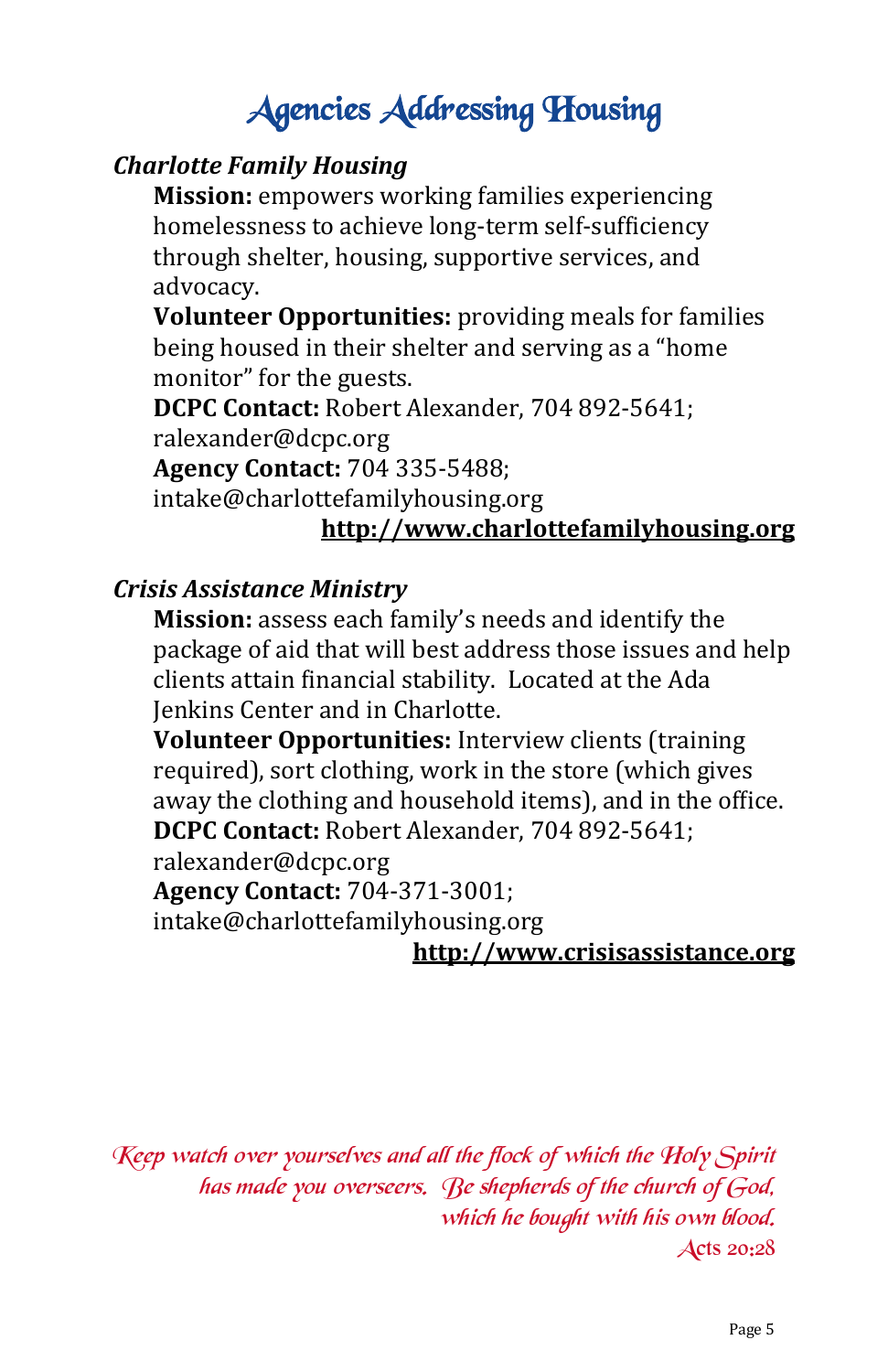# Agencies Addressing Housing

### *Charlotte Family Housing*

**Mission:** empowers working families experiencing homelessness to achieve long-term self-sufficiency through shelter, housing, supportive services, and advocacy.

**Volunteer Opportunities:** providing meals for families being housed in their shelter and serving as a "home monitor" for the guests.

**DCPC Contact:** Robert Alexander, 704 892-5641; ralexander@dcpc.org

**Agency Contact:** 704 335-5488; intake@charlottefamilyhousing.org

**http://www.charlottefamilyhousing.org**

### *Crisis Assistance Ministry*

**Mission:** assess each family's needs and identify the package of aid that will best address those issues and help clients attain financial stability. Located at the Ada Jenkins Center and in Charlotte.

**Volunteer Opportunities:** Interview clients (training required), sort clothing, work in the store (which gives away the clothing and household items), and in the office.

**DCPC Contact:** Robert Alexander, 704 892-5641; ralexander@dcpc.org

**Agency Contact:** 704-371-3001; intake@charlottefamilyhousing.org

**http://www.crisisassistance.org**

*Keep watch over yourselves and all the flock of which the Holy Spirit has made you overseers. Be shepherds of the church of God, which he bought with his own blood.*
Acts 20:28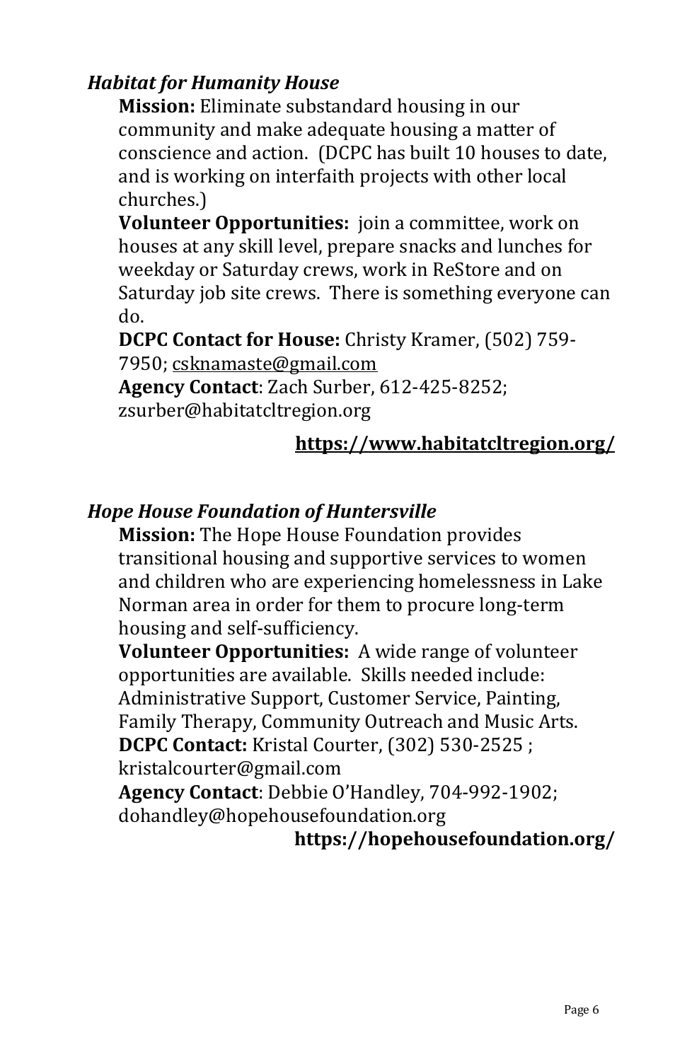### *Habitat for Humanity House*

**Mission:** Eliminate substandard housing in our community and make adequate housing a matter of conscience and action. (DCPC has built 10 houses to date, and is working on interfaith projects with other local churches.)

**Volunteer Opportunities:** join a committee, work on houses at any skill level, prepare snacks and lunches for weekday or Saturday crews, work in ReStore and on Saturday job site crews. There is something everyone can do.

**DCPC Contact for House:** Christy Kramer, (502) 759-7950; csknamaste@gmail.com

**Agency Contact**: Zach Surber, 612-425-8252; zsurber@habitatcltregion.org

**https://www.habitatcltregion.org/**

### *Hope House Foundation of Huntersville*

**Mission:** The Hope House Foundation provides transitional housing and supportive services to women and children who are experiencing homelessness in Lake Norman area in order for them to procure long-term housing and self-sufficiency.

**Volunteer Opportunities:** A wide range of volunteer opportunities are available. Skills needed include: Administrative Support, Customer Service, Painting, Family Therapy, Community Outreach and Music Arts.

**DCPC Contact:** Kristal Courter, (302) 530-2525 ; kristalcourter@gmail.com

**Agency Contact**: Debbie O'Handley, 704-992-1902; dohandley@hopehousefoundation.org

**https://hopehousefoundation.org/**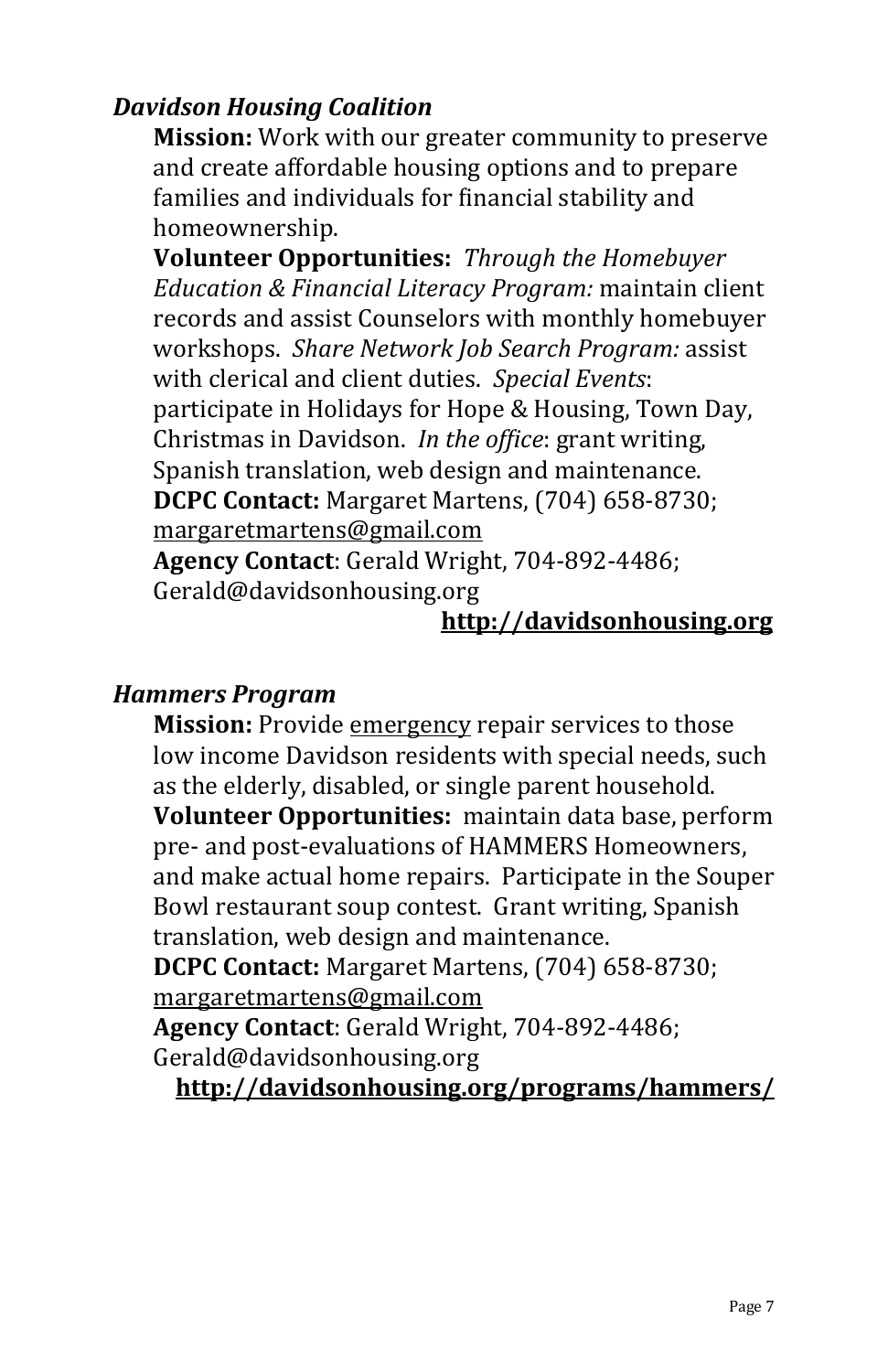### *Davidson Housing Coalition*

**Mission:** Work with our greater community to preserve and create affordable housing options and to prepare families and individuals for financial stability and homeownership.

**Volunteer Opportunities:** *Through the Homebuyer Education & Financial Literacy Program:* maintain client records and assist Counselors with monthly homebuyer workshops. *Share Network Job Search Program:* assist with clerical and client duties. *Special Events*: participate in Holidays for Hope & Housing, Town Day, Christmas in Davidson. *In the office*: grant writing, Spanish translation, web design and maintenance.

**DCPC Contact:** Margaret Martens, (704) 658-8730; margaretmartens@gmail.com

**Agency Contact**: Gerald Wright, 704-892-4486; Gerald@davidsonhousing.org

**http://davidsonhousing.org**

### *Hammers Program*

**Mission:** Provide emergency repair services to those low income Davidson residents with special needs, such as the elderly, disabled, or single parent household.

**Volunteer Opportunities:** maintain data base, perform pre- and post-evaluations of HAMMERS Homeowners, and make actual home repairs. Participate in the Souper Bowl restaurant soup contest. Grant writing, Spanish translation, web design and maintenance.

**DCPC Contact:** Margaret Martens, (704) 658-8730; margaretmartens@gmail.com

**Agency Contact**: Gerald Wright, 704-892-4486; Gerald@davidsonhousing.org

**http://davidsonhousing.org/programs/hammers/**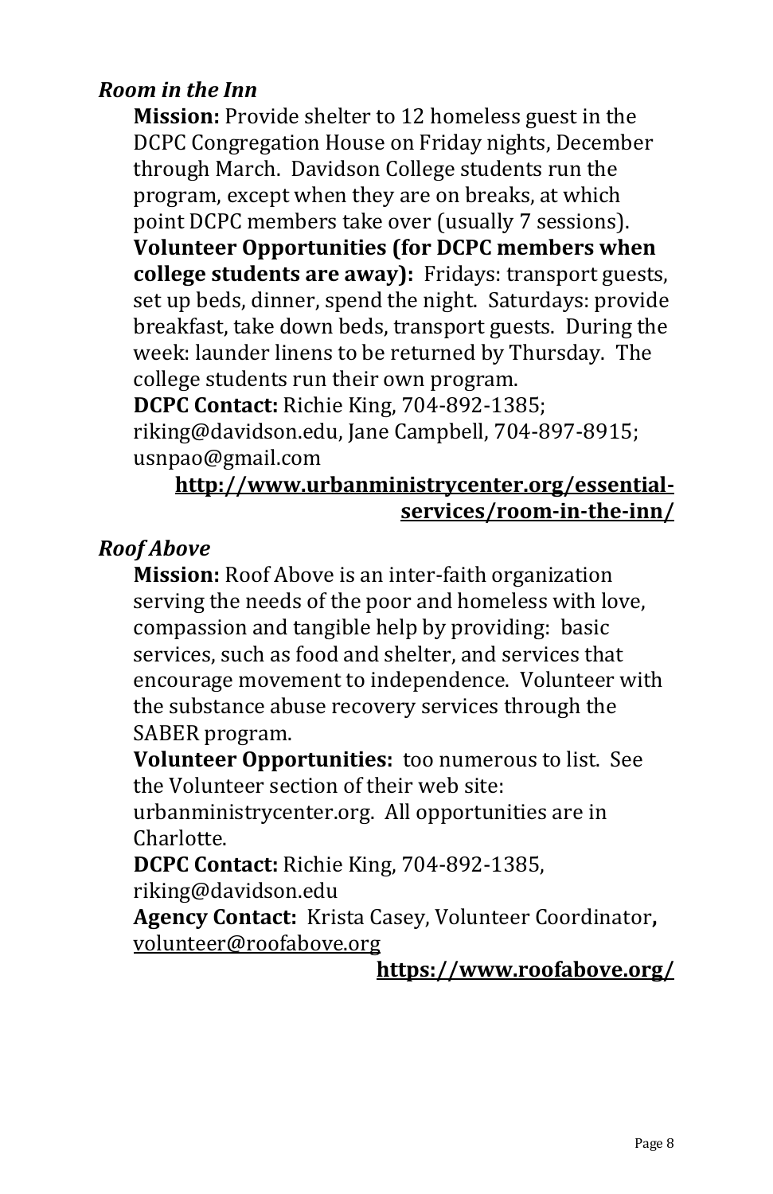### *Room in the Inn*

**Mission:** Provide shelter to 12 homeless guest in the DCPC Congregation House on Friday nights, December through March. Davidson College students run the program, except when they are on breaks, at which point DCPC members take over (usually 7 sessions).

**Volunteer Opportunities (for DCPC members when college students are away):** Fridays: transport guests, set up beds, dinner, spend the night. Saturdays: provide breakfast, take down beds, transport guests. During the week: launder linens to be returned by Thursday. The college students run their own program.

**DCPC Contact:** Richie King, 704-892-1385; riking@davidson.edu, Jane Campbell, 704-897-8915; usnpao@gmail.com

**http://www.urbanministrycenter.org/essential-services/room-in-the-inn/**

### *Roof Above*

**Mission:** Roof Above is an inter-faith organization serving the needs of the poor and homeless with love, compassion and tangible help by providing: basic services, such as food and shelter, and services that encourage movement to independence. Volunteer with the substance abuse recovery services through the SABER program.

**Volunteer Opportunities:** too numerous to list. See the Volunteer section of their web site: urbanministrycenter.org. All opportunities are in Charlotte.

**DCPC Contact:** Richie King, 704-892-1385, riking@davidson.edu

**Agency Contact:** Krista Casey, Volunteer Coordinator**,** volunteer@roofabove.org

**https://www.roofabove.org/**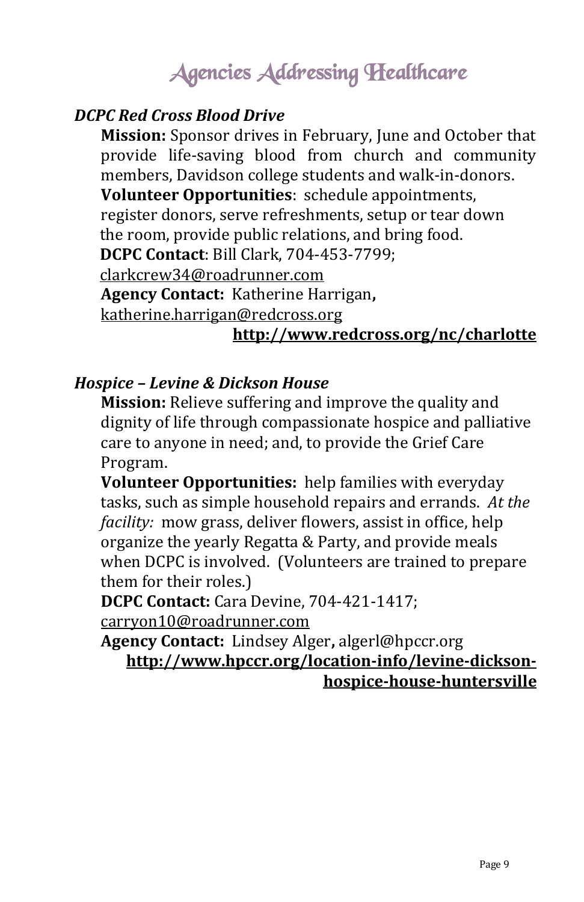# Agencies Addressing Healthcare

### *DCPC Red Cross Blood Drive*

**Mission:** Sponsor drives in February, June and October that provide life-saving blood from church and community members, Davidson college students and walk-in-donors.

**Volunteer Opportunities**: schedule appointments, register donors, serve refreshments, setup or tear down the room, provide public relations, and bring food.

**DCPC Contact**: Bill Clark, 704-453-7799; clarkcrew34@roadrunner.com

**Agency Contact:** Katherine Harrigan**,** katherine.harrigan@redcross.org

**http://www.redcross.org/nc/charlotte**

### *Hospice – Levine & Dickson House*

**Mission:** Relieve suffering and improve the quality and dignity of life through compassionate hospice and palliative care to anyone in need; and, to provide the Grief Care Program.

**Volunteer Opportunities:** help families with everyday tasks, such as simple household repairs and errands. *At the facility:* mow grass, deliver flowers, assist in office, help organize the yearly Regatta & Party, and provide meals when DCPC is involved. (Volunteers are trained to prepare them for their roles.)

**DCPC Contact:** Cara Devine, 704-421-1417; carryon10@roadrunner.com

**Agency Contact:** Lindsey Alger**,** algerl@hpccr.org

**http://www.hpccr.org/location-info/levine-dickson-hospice-house-huntersville**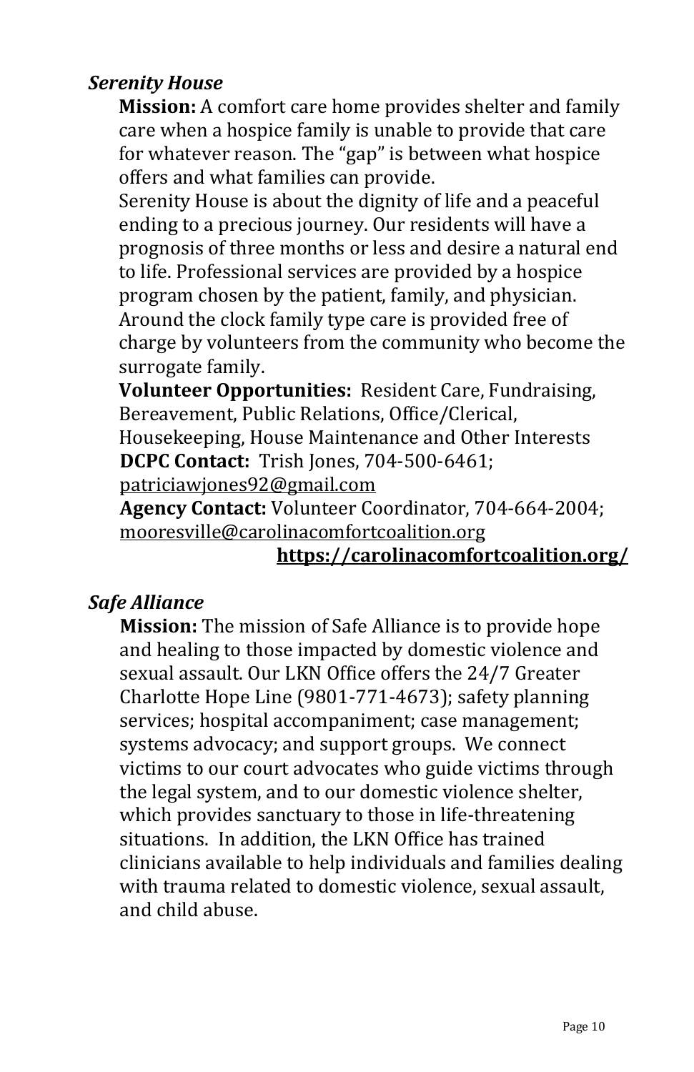### *Serenity House*

**Mission:** A comfort care home provides shelter and family care when a hospice family is unable to provide that care for whatever reason. The "gap" is between what hospice offers and what families can provide.

Serenity House is about the dignity of life and a peaceful ending to a precious journey. Our residents will have a prognosis of three months or less and desire a natural end to life. Professional services are provided by a hospice program chosen by the patient, family, and physician. Around the clock family type care is provided free of charge by volunteers from the community who become the surrogate family.

**Volunteer Opportunities:** Resident Care, Fundraising, Bereavement, Public Relations, Office/Clerical, Housekeeping, House Maintenance and Other Interests

**DCPC Contact:** Trish Jones, 704-500-6461; patriciawjones92@gmail.com

**Agency Contact:** Volunteer Coordinator, 704-664-2004; mooresville@carolinacomfortcoalition.org

**https://carolinacomfortcoalition.org/**

### *Safe Alliance*

**Mission:** The mission of Safe Alliance is to provide hope and healing to those impacted by domestic violence and sexual assault. Our LKN Office offers the 24/7 Greater Charlotte Hope Line (9801-771-4673); safety planning services; hospital accompaniment; case management; systems advocacy; and support groups. We connect victims to our court advocates who guide victims through the legal system, and to our domestic violence shelter, which provides sanctuary to those in life-threatening situations. In addition, the LKN Office has trained clinicians available to help individuals and families dealing with trauma related to domestic violence, sexual assault, and child abuse.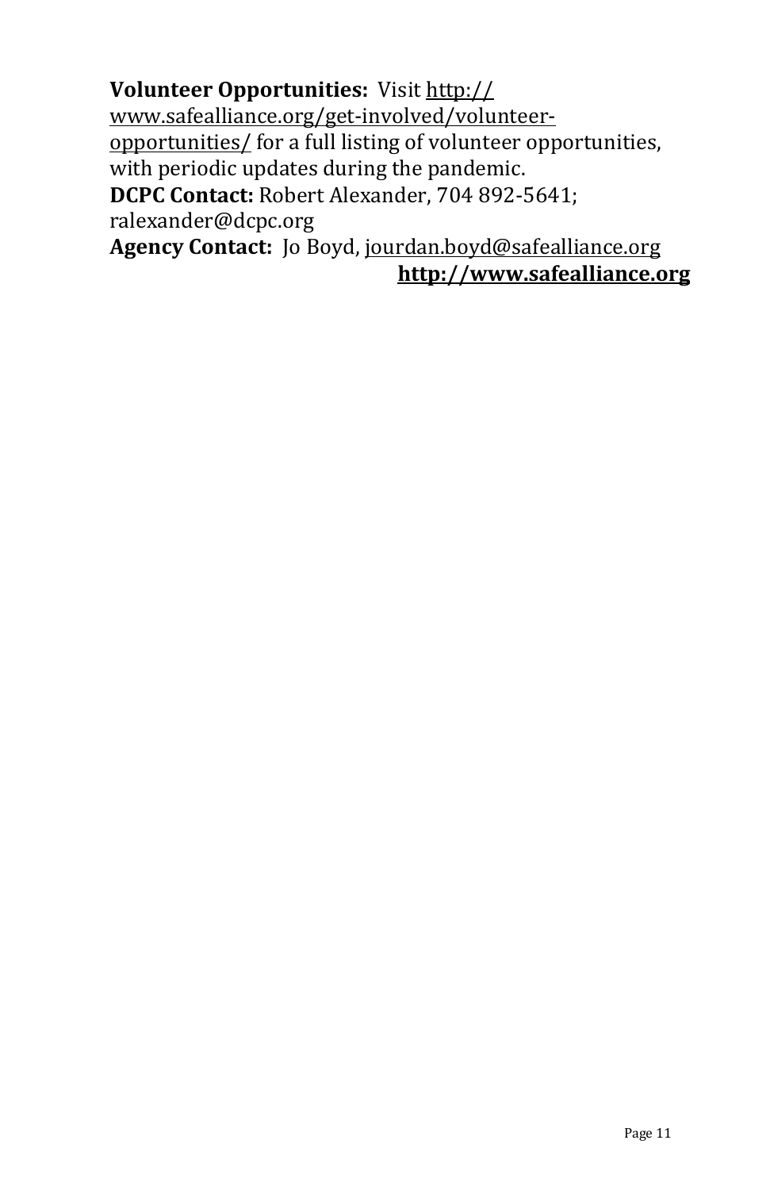**Volunteer Opportunities:** Visit http://www.safealliance.org/get-involved/volunteer-opportunities/ for a full listing of volunteer opportunities, with periodic updates during the pandemic.

**DCPC Contact:** Robert Alexander, 704 892-5641; ralexander@dcpc.org

**Agency Contact:** Jo Boyd, jourdan.boyd@safealliance.org

**http://www.safealliance.org**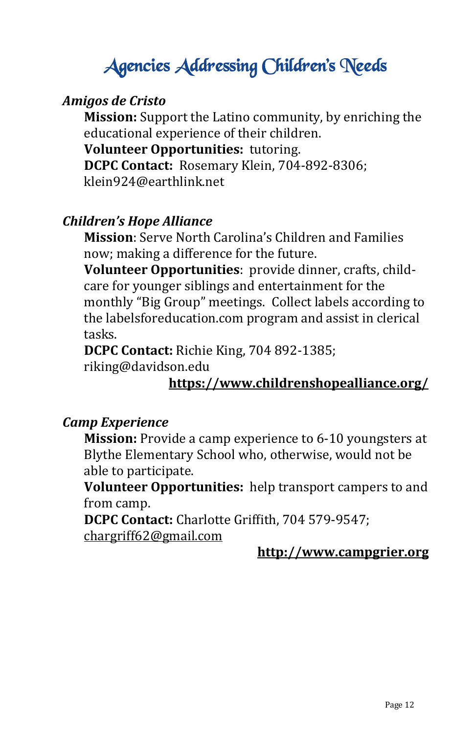# Agencies Addressing Children's Needs

***Amigos de Cristo***

**Mission:** Support the Latino community, by enriching the educational experience of their children.
**Volunteer Opportunities:** tutoring.
**DCPC Contact:** Rosemary Klein, 704-892-8306; klein924@earthlink.net

***Children's Hope Alliance***

**Mission**: Serve North Carolina's Children and Families now; making a difference for the future.
**Volunteer Opportunities**: provide dinner, crafts, child-care for younger siblings and entertainment for the monthly "Big Group" meetings. Collect labels according to the labelsforeducation.com program and assist in clerical tasks.
**DCPC Contact:** Richie King, 704 892-1385; riking@davidson.edu

**https://www.childrenshopealliance.org/**

***Camp Experience***

**Mission:** Provide a camp experience to 6-10 youngsters at Blythe Elementary School who, otherwise, would not be able to participate.
**Volunteer Opportunities:** help transport campers to and from camp.
**DCPC Contact:** Charlotte Griffith, 704 579-9547; chargriff62@gmail.com

**http://www.campgrier.org**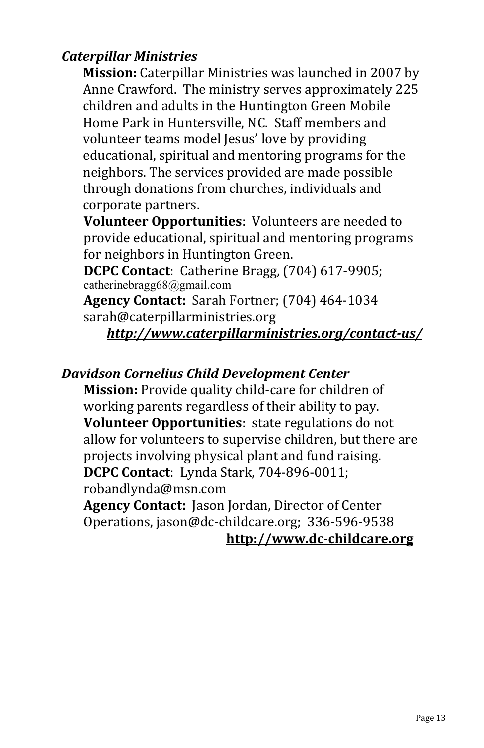### *Caterpillar Ministries*

**Mission:** Caterpillar Ministries was launched in 2007 by Anne Crawford. The ministry serves approximately 225 children and adults in the Huntington Green Mobile Home Park in Huntersville, NC. Staff members and volunteer teams model Jesus' love by providing educational, spiritual and mentoring programs for the neighbors. The services provided are made possible through donations from churches, individuals and corporate partners.

**Volunteer Opportunities**: Volunteers are needed to provide educational, spiritual and mentoring programs for neighbors in Huntington Green.

**DCPC Contact**: Catherine Bragg, (704) 617-9905; catherinebragg68@gmail.com

**Agency Contact:** Sarah Fortner; (704) 464-1034 sarah@caterpillarministries.org

***http://www.caterpillarministries.org/contact-us/***

### *Davidson Cornelius Child Development Center*

**Mission:** Provide quality child-care for children of working parents regardless of their ability to pay.

**Volunteer Opportunities**: state regulations do not allow for volunteers to supervise children, but there are projects involving physical plant and fund raising.

**DCPC Contact**: Lynda Stark, 704-896-0011; robandlynda@msn.com

**Agency Contact:** Jason Jordan, Director of Center Operations, jason@dc-childcare.org; 336-596-9538

**http://www.dc-childcare.org**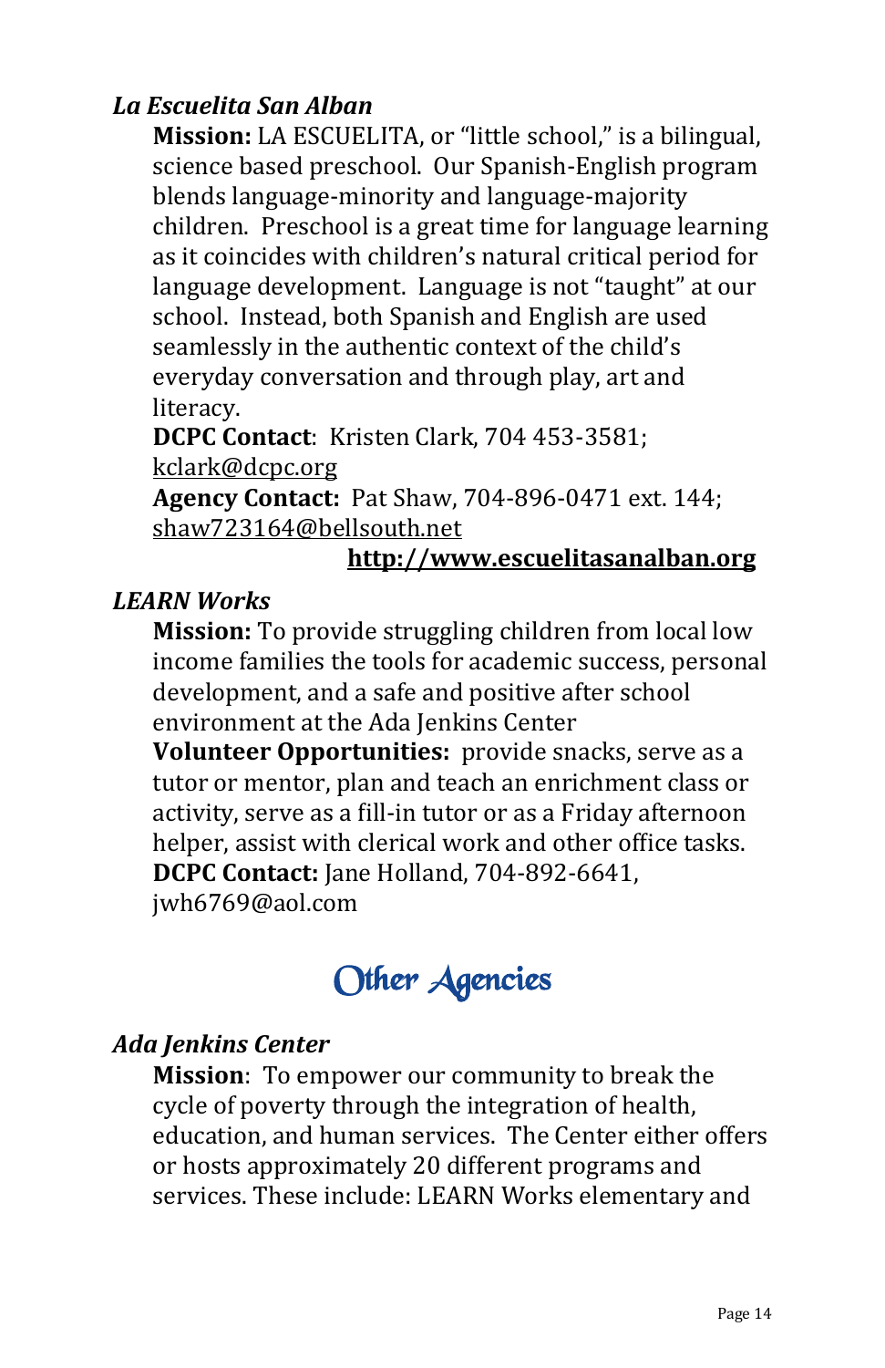### *La Escuelita San Alban*

**Mission:** LA ESCUELITA, or "little school," is a bilingual, science based preschool. Our Spanish-English program blends language-minority and language-majority children. Preschool is a great time for language learning as it coincides with children's natural critical period for language development. Language is not "taught" at our school. Instead, both Spanish and English are used seamlessly in the authentic context of the child's everyday conversation and through play, art and literacy.

**DCPC Contact**: Kristen Clark, 704 453-3581; kclark@dcpc.org

**Agency Contact:** Pat Shaw, 704-896-0471 ext. 144; shaw723164@bellsouth.net

**http://www.escuelitasanalban.org**

### *LEARN Works*

**Mission:** To provide struggling children from local low income families the tools for academic success, personal development, and a safe and positive after school environment at the Ada Jenkins Center

**Volunteer Opportunities:** provide snacks, serve as a tutor or mentor, plan and teach an enrichment class or activity, serve as a fill-in tutor or as a Friday afternoon helper, assist with clerical work and other office tasks.

**DCPC Contact:** Jane Holland, 704-892-6641, jwh6769@aol.com

## Other Agencies

### *Ada Jenkins Center*

**Mission**: To empower our community to break the cycle of poverty through the integration of health, education, and human services. The Center either offers or hosts approximately 20 different programs and services. These include: LEARN Works elementary and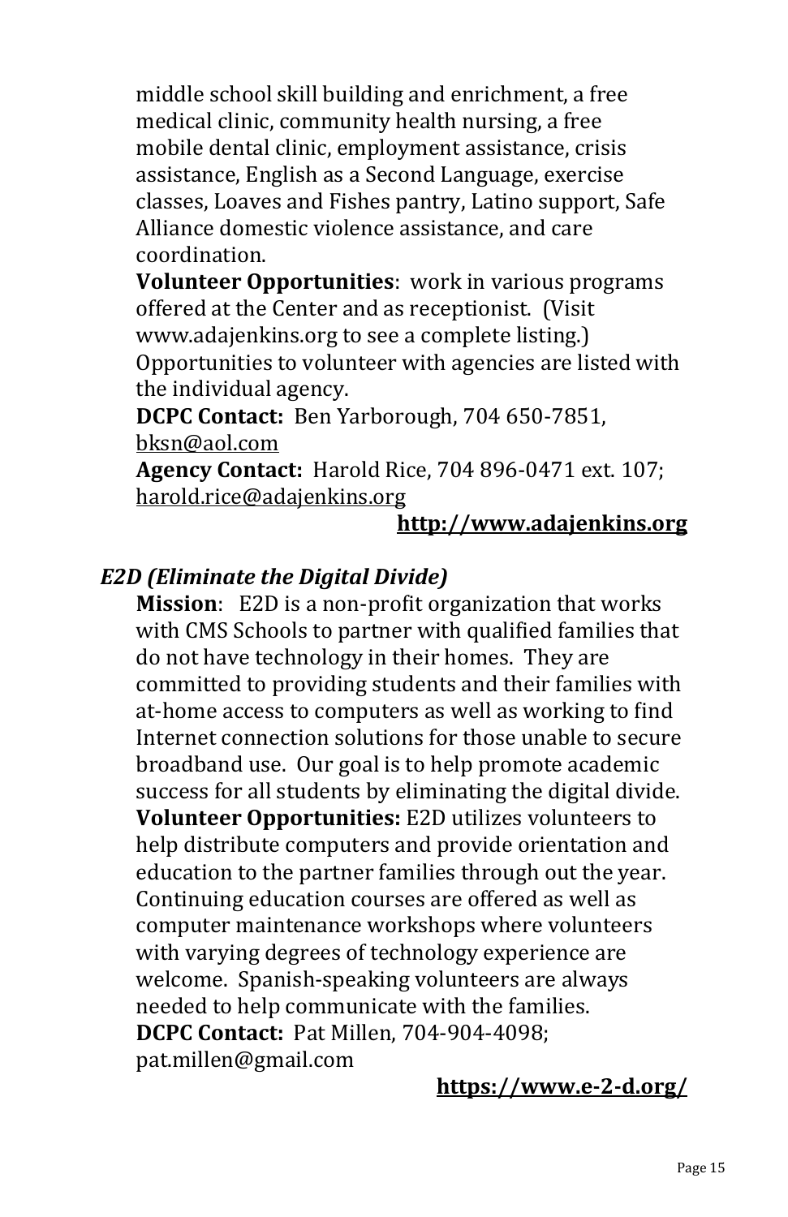middle school skill building and enrichment, a free medical clinic, community health nursing, a free mobile dental clinic, employment assistance, crisis assistance, English as a Second Language, exercise classes, Loaves and Fishes pantry, Latino support, Safe Alliance domestic violence assistance, and care coordination.

**Volunteer Opportunities**: work in various programs offered at the Center and as receptionist. (Visit www.adajenkins.org to see a complete listing.) Opportunities to volunteer with agencies are listed with the individual agency.

**DCPC Contact:** Ben Yarborough, 704 650-7851, bksn@aol.com

**Agency Contact:** Harold Rice, 704 896-0471 ext. 107; harold.rice@adajenkins.org

**http://www.adajenkins.org**

### *E2D (Eliminate the Digital Divide)*

**Mission**: E2D is a non-profit organization that works with CMS Schools to partner with qualified families that do not have technology in their homes. They are committed to providing students and their families with at-home access to computers as well as working to find Internet connection solutions for those unable to secure broadband use. Our goal is to help promote academic success for all students by eliminating the digital divide.

**Volunteer Opportunities:** E2D utilizes volunteers to help distribute computers and provide orientation and education to the partner families through out the year. Continuing education courses are offered as well as computer maintenance workshops where volunteers with varying degrees of technology experience are welcome. Spanish-speaking volunteers are always needed to help communicate with the families.

**DCPC Contact:** Pat Millen, 704-904-4098; pat.millen@gmail.com

**https://www.e-2-d.org/**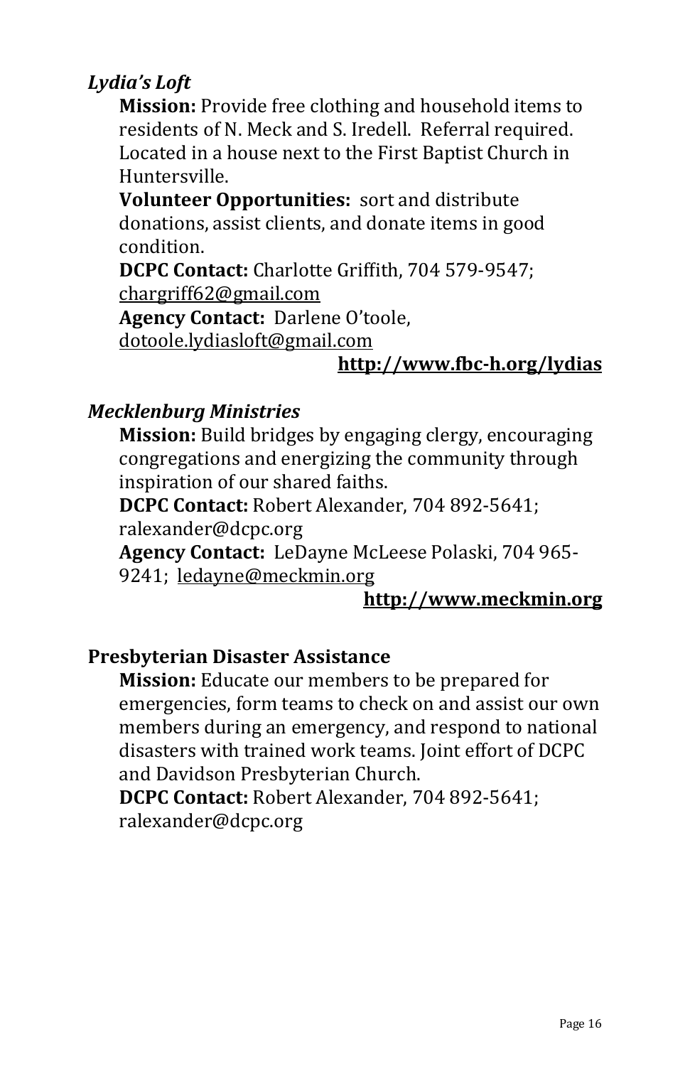### *Lydia's Loft*

**Mission:** Provide free clothing and household items to residents of N. Meck and S. Iredell. Referral required. Located in a house next to the First Baptist Church in Huntersville.

**Volunteer Opportunities:** sort and distribute donations, assist clients, and donate items in good condition.

**DCPC Contact:** Charlotte Griffith, 704 579-9547; chargriff62@gmail.com

**Agency Contact:** Darlene O'toole, dotoole.lydiasloft@gmail.com

**http://www.fbc-h.org/lydias**

### *Mecklenburg Ministries*

**Mission:** Build bridges by engaging clergy, encouraging congregations and energizing the community through inspiration of our shared faiths.

**DCPC Contact:** Robert Alexander, 704 892-5641; ralexander@dcpc.org

**Agency Contact:** LeDayne McLeese Polaski, 704 965-9241; ledayne@meckmin.org

**http://www.meckmin.org**

### Presbyterian Disaster Assistance

**Mission:** Educate our members to be prepared for emergencies, form teams to check on and assist our own members during an emergency, and respond to national disasters with trained work teams. Joint effort of DCPC and Davidson Presbyterian Church.

**DCPC Contact:** Robert Alexander, 704 892-5641; ralexander@dcpc.org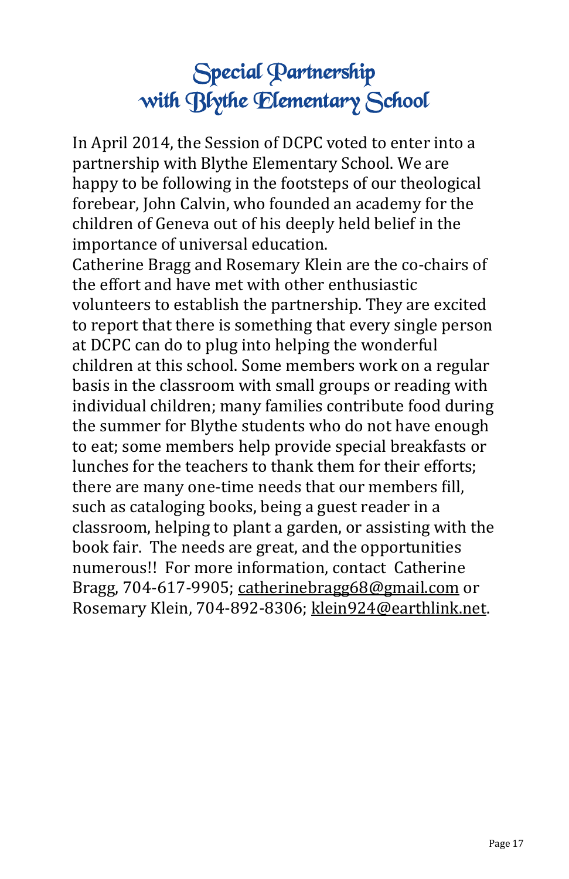# Special Partnership with Blythe Elementary School

In April 2014, the Session of DCPC voted to enter into a partnership with Blythe Elementary School. We are happy to be following in the footsteps of our theological forebear, John Calvin, who founded an academy for the children of Geneva out of his deeply held belief in the importance of universal education.

Catherine Bragg and Rosemary Klein are the co-chairs of the effort and have met with other enthusiastic volunteers to establish the partnership. They are excited to report that there is something that every single person at DCPC can do to plug into helping the wonderful children at this school. Some members work on a regular basis in the classroom with small groups or reading with individual children; many families contribute food during the summer for Blythe students who do not have enough to eat; some members help provide special breakfasts or lunches for the teachers to thank them for their efforts; there are many one-time needs that our members fill, such as cataloging books, being a guest reader in a classroom, helping to plant a garden, or assisting with the book fair. The needs are great, and the opportunities numerous!! For more information, contact Catherine Bragg, 704-617-9905; catherinebragg68@gmail.com or Rosemary Klein, 704-892-8306; klein924@earthlink.net.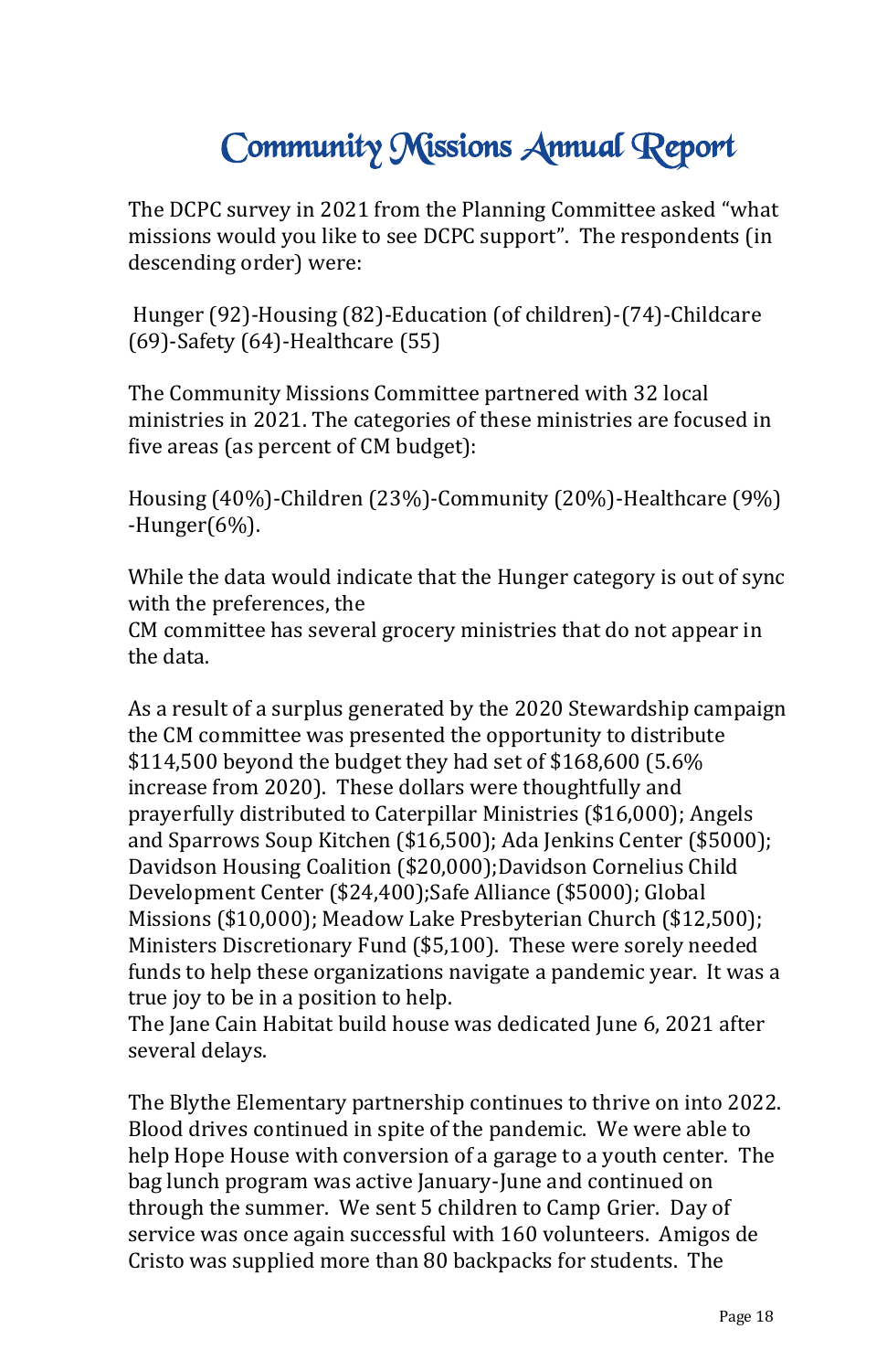# Community Missions Annual Report

The DCPC survey in 2021 from the Planning Committee asked "what missions would you like to see DCPC support". The respondents (in descending order) were:

Hunger (92)-Housing (82)-Education (of children)-(74)-Childcare (69)-Safety (64)-Healthcare (55)

The Community Missions Committee partnered with 32 local ministries in 2021. The categories of these ministries are focused in five areas (as percent of CM budget):

Housing (40%)-Children (23%)-Community (20%)-Healthcare (9%) -Hunger(6%).

While the data would indicate that the Hunger category is out of sync with the preferences, the CM committee has several grocery ministries that do not appear in the data.

As a result of a surplus generated by the 2020 Stewardship campaign the CM committee was presented the opportunity to distribute $114,500 beyond the budget they had set of $168,600 (5.6% increase from 2020). These dollars were thoughtfully and prayerfully distributed to Caterpillar Ministries ($16,000); Angels and Sparrows Soup Kitchen ($16,500); Ada Jenkins Center ($5000); Davidson Housing Coalition ($20,000);Davidson Cornelius Child Development Center ($24,400);Safe Alliance ($5000); Global Missions ($10,000); Meadow Lake Presbyterian Church ($12,500); Ministers Discretionary Fund ($5,100). These were sorely needed funds to help these organizations navigate a pandemic year. It was a true joy to be in a position to help.
The Jane Cain Habitat build house was dedicated June 6, 2021 after several delays.

The Blythe Elementary partnership continues to thrive on into 2022. Blood drives continued in spite of the pandemic. We were able to help Hope House with conversion of a garage to a youth center. The bag lunch program was active January-June and continued on through the summer. We sent 5 children to Camp Grier. Day of service was once again successful with 160 volunteers. Amigos de Cristo was supplied more than 80 backpacks for students. The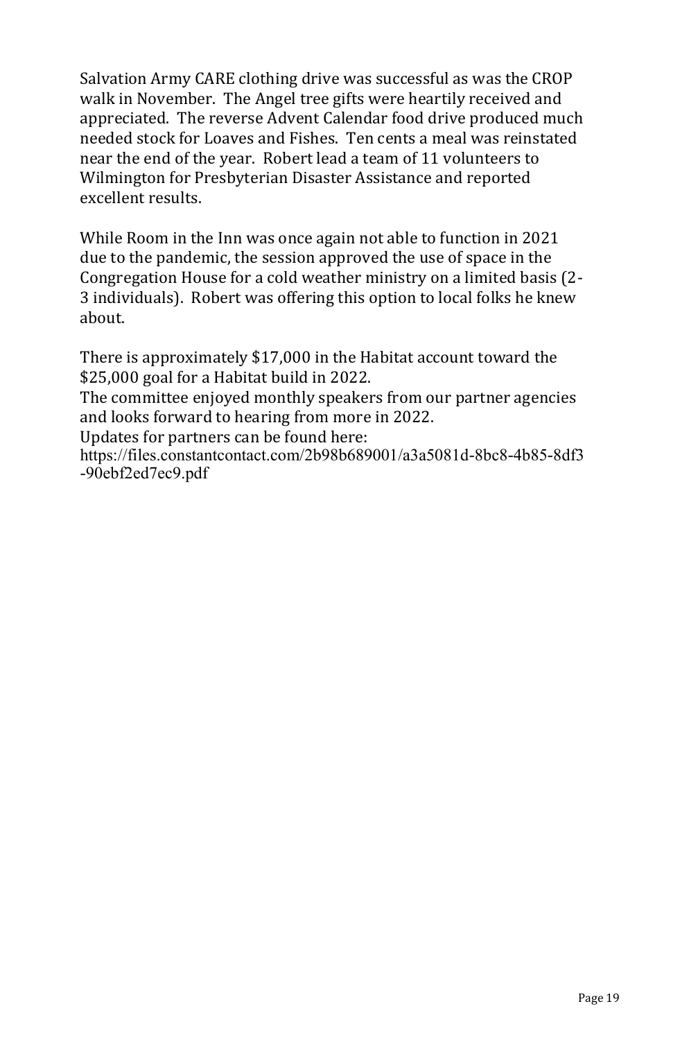Salvation Army CARE clothing drive was successful as was the CROP walk in November. The Angel tree gifts were heartily received and appreciated. The reverse Advent Calendar food drive produced much needed stock for Loaves and Fishes. Ten cents a meal was reinstated near the end of the year. Robert lead a team of 11 volunteers to Wilmington for Presbyterian Disaster Assistance and reported excellent results.

While Room in the Inn was once again not able to function in 2021 due to the pandemic, the session approved the use of space in the Congregation House for a cold weather ministry on a limited basis (2-3 individuals). Robert was offering this option to local folks he knew about.

There is approximately $17,000 in the Habitat account toward the $25,000 goal for a Habitat build in 2022.

The committee enjoyed monthly speakers from our partner agencies and looks forward to hearing from more in 2022.

Updates for partners can be found here:

https://files.constantcontact.com/2b98b689001/a3a5081d-8bc8-4b85-8df3-90ebf2ed7ec9.pdf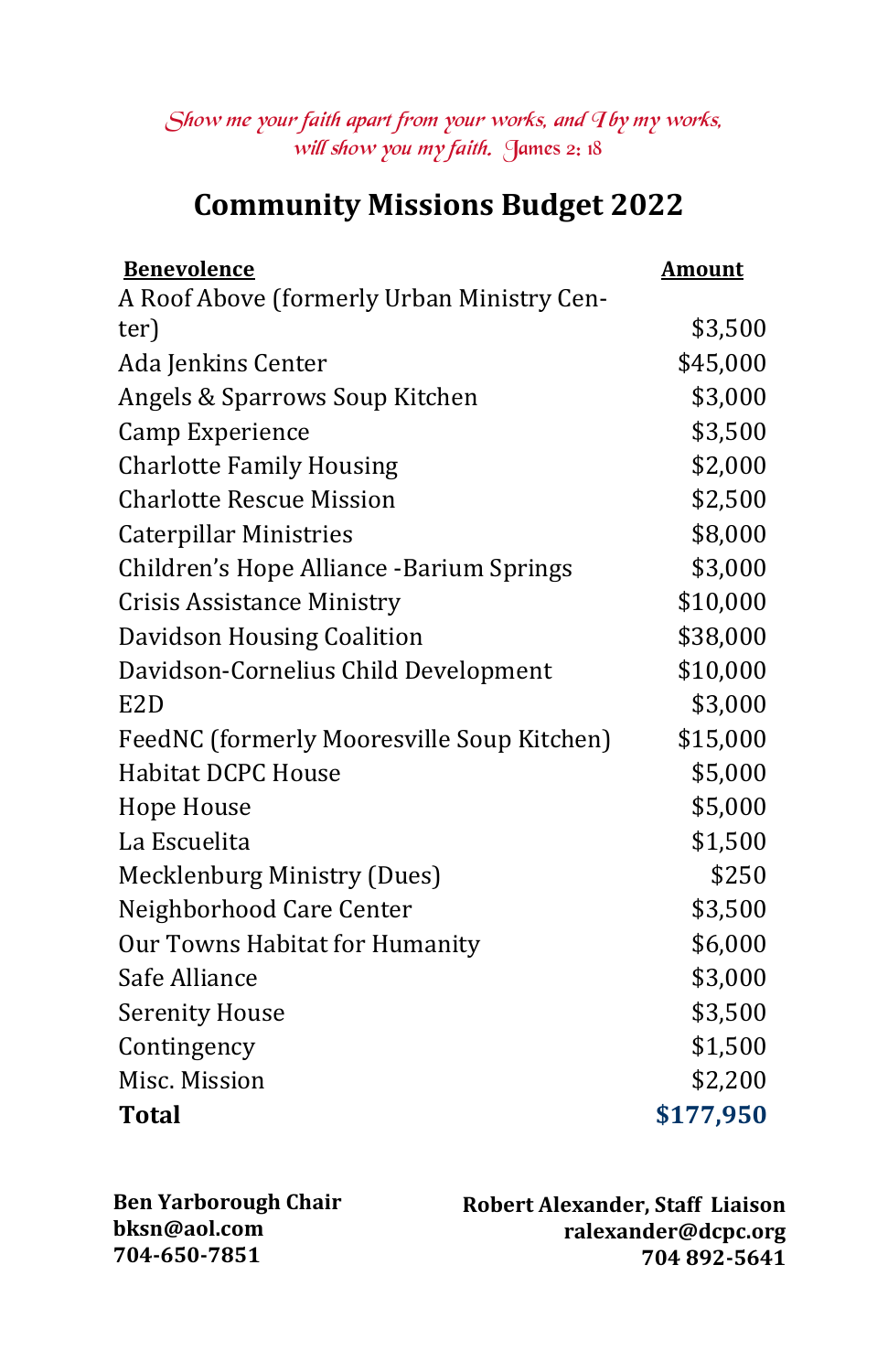*Show me your faith apart from your works, and I by my works, will show you my faith. James 2: 18*

# Community Missions Budget 2022

| Benevolence | Amount |
|---|---|
| A Roof Above (formerly Urban Ministry Center) | $3,500 |
| Ada Jenkins Center | $45,000 |
| Angels & Sparrows Soup Kitchen | $3,000 |
| Camp Experience | $3,500 |
| Charlotte Family Housing | $2,000 |
| Charlotte Rescue Mission | $2,500 |
| Caterpillar Ministries | $8,000 |
| Children's Hope Alliance -Barium Springs | $3,000 |
| Crisis Assistance Ministry | $10,000 |
| Davidson Housing Coalition | $38,000 |
| Davidson-Cornelius Child Development | $10,000 |
| E2D | $3,000 |
| FeedNC (formerly Mooresville Soup Kitchen) | $15,000 |
| Habitat DCPC House | $5,000 |
| Hope House | $5,000 |
| La Escuelita | $1,500 |
| Mecklenburg Ministry (Dues) | $250 |
| Neighborhood Care Center | $3,500 |
| Our Towns Habitat for Humanity | $6,000 |
| Safe Alliance | $3,000 |
| Serenity House | $3,500 |
| Contingency | $1,500 |
| Misc. Mission | $2,200 |
| **Total** | **$177,950** |

**Ben Yarborough Chair**
**bksn@aol.com**
**704-650-7851**

**Robert Alexander, Staff Liaison**
**ralexander@dcpc.org**
**704 892-5641**